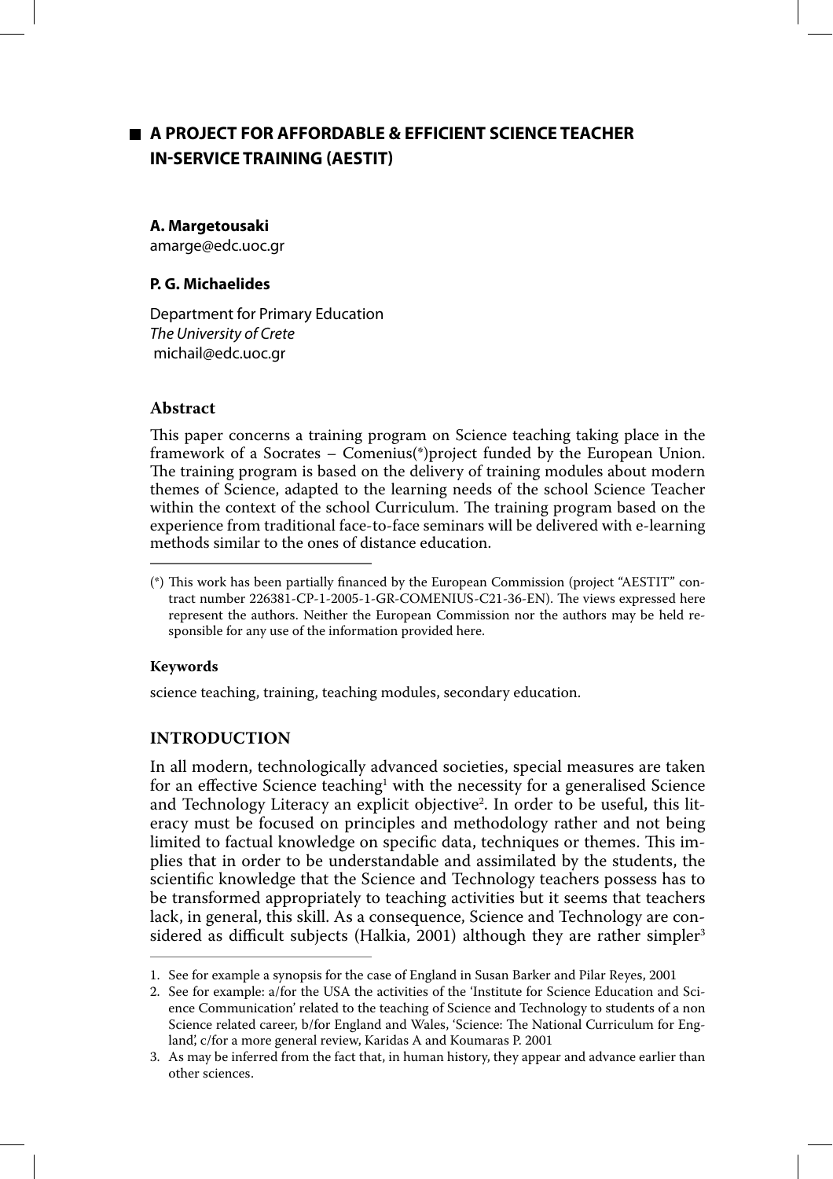# A PROJECT FOR AFFORDABLE & EFFICIENT SCIENCE TEACHER IN-SERVICE TRAINING (AESTIT)

**A. Margetousaki**
amarge@edc.uoc.gr

**P. G. Michaelides**

Department for Primary Education
*The University of Crete*
michail@edc.uoc.gr

## Abstract

This paper concerns a training program on Science teaching taking place in the framework of a Socrates – Comenius(*)project funded by the European Union. The training program is based on the delivery of training modules about modern themes of Science, adapted to the learning needs of the school Science Teacher within the context of the school Curriculum. The training program based on the experience from traditional face-to-face seminars will be delivered with e-learning methods similar to the ones of distance education.

(*) This work has been partially financed by the European Commission (project "AESTIT" contract number 226381-CP-1-2005-1-GR-COMENIUS-C21-36-EN). The views expressed here represent the authors. Neither the European Commission nor the authors may be held responsible for any use of the information provided here.

## Keywords

science teaching, training, teaching modules, secondary education.

## INTRODUCTION

In all modern, technologically advanced societies, special measures are taken for an effective Science teaching[1] with the necessity for a generalised Science and Technology Literacy an explicit objective[2]. In order to be useful, this literacy must be focused on principles and methodology rather and not being limited to factual knowledge on specific data, techniques or themes. This implies that in order to be understandable and assimilated by the students, the scientific knowledge that the Science and Technology teachers possess has to be transformed appropriately to teaching activities but it seems that teachers lack, in general, this skill. As a consequence, Science and Technology are considered as difficult subjects (Halkia, 2001) although they are rather simpler[3]

1. See for example a synopsis for the case of England in Susan Barker and Pilar Reyes, 2001
2. See for example: a/for the USA the activities of the 'Institute for Science Education and Science Communication' related to the teaching of Science and Technology to students of a non Science related career, b/for England and Wales, 'Science: The National Curriculum for England', c/for a more general review, Karidas A and Koumaras P. 2001
3. As may be inferred from the fact that, in human history, they appear and advance earlier than other sciences.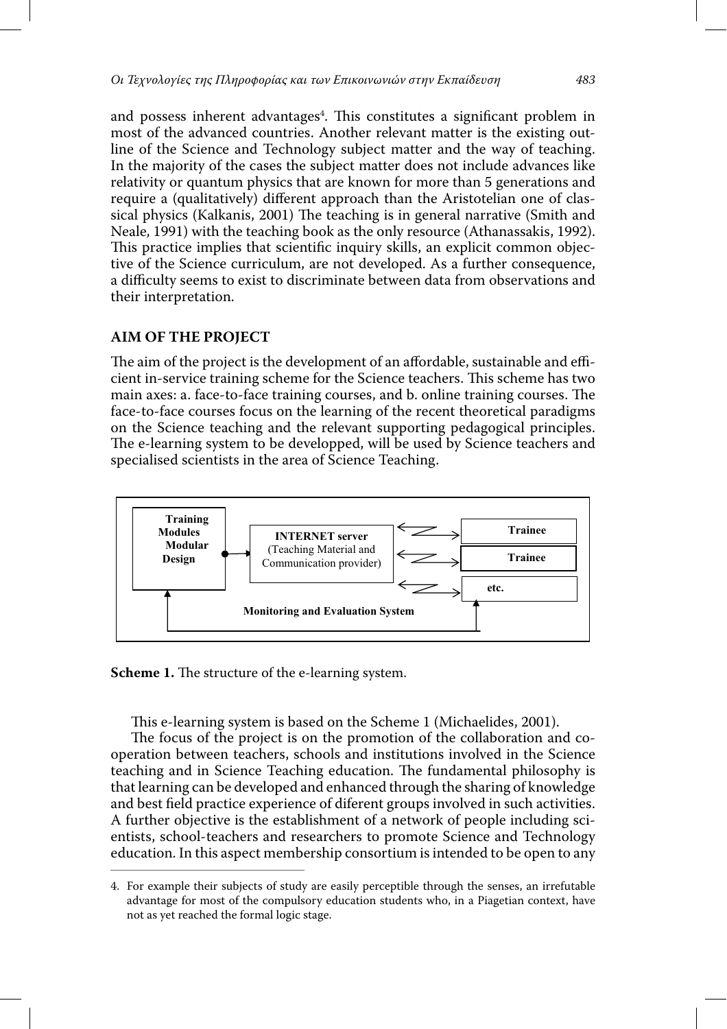and possess inherent advantages[4]. This constitutes a significant problem in most of the advanced countries. Another relevant matter is the existing outline of the Science and Technology subject matter and the way of teaching. In the majority of the cases the subject matter does not include advances like relativity or quantum physics that are known for more than 5 generations and require a (qualitatively) different approach than the Aristotelian one of classical physics (Kalkanis, 2001) The teaching is in general narrative (Smith and Neale, 1991) with the teaching book as the only resource (Athanassakis, 1992). This practice implies that scientific inquiry skills, an explicit common objective of the Science curriculum, are not developed. As a further consequence, a difficulty seems to exist to discriminate between data from observations and their interpretation.

## AIM OF THE PROJECT

The aim of the project is the development of an affordable, sustainable and efficient in-service training scheme for the Science teachers. This scheme has two main axes: a. face-to-face training courses, and b. online training courses. The face-to-face courses focus on the learning of the recent theoretical paradigms on the Science teaching and the relevant supporting pedagogical principles. The e-learning system to be developped, will be used by Science teachers and specialised scientists in the area of Science Teaching.

Training Modules Modular Design → INTERNET server (Teaching Material and Communication provider) ↔ Trainee / Trainee / etc.

Monitoring and Evaluation System

**Scheme 1.** The structure of the e-learning system.

This e-learning system is based on the Scheme 1 (Michaelides, 2001).

The focus of the project is on the promotion of the collaboration and cooperation between teachers, schools and institutions involved in the Science teaching and in Science Teaching education. The fundamental philosophy is that learning can be developed and enhanced through the sharing of knowledge and best field practice experience of diferent groups involved in such activities. A further objective is the establishment of a network of people including scientists, school-teachers and researchers to promote Science and Technology education. In this aspect membership consortium is intended to be open to any

4. For example their subjects of study are easily perceptible through the senses, an irrefutable advantage for most of the compulsory education students who, in a Piagetian context, have not as yet reached the formal logic stage.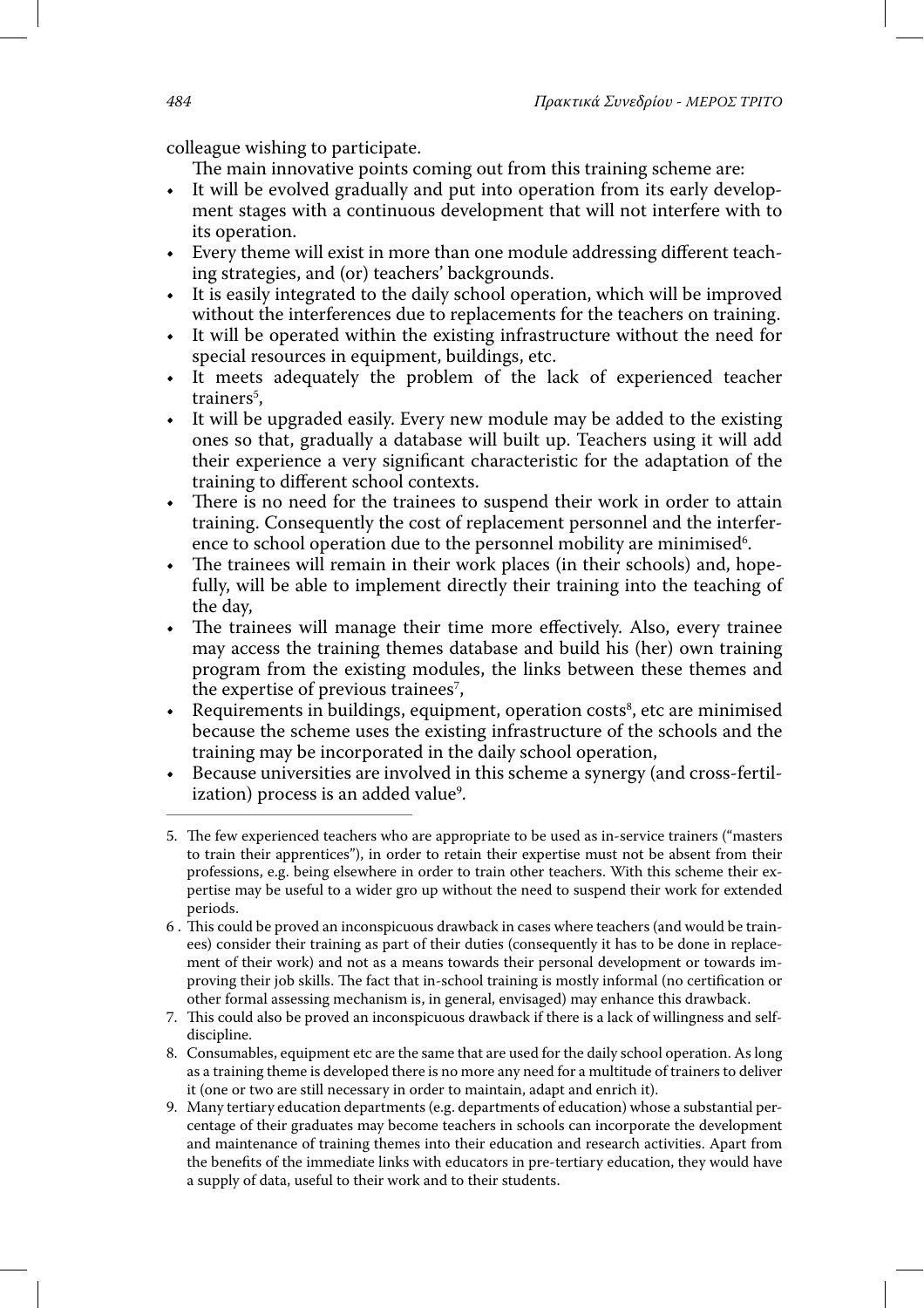colleague wishing to participate.

The main innovative points coming out from this training scheme are:

- It will be evolved gradually and put into operation from its early development stages with a continuous development that will not interfere with to its operation.
- Every theme will exist in more than one module addressing different teaching strategies, and (or) teachers' backgrounds.
- It is easily integrated to the daily school operation, which will be improved without the interferences due to replacements for the teachers on training.
- It will be operated within the existing infrastructure without the need for special resources in equipment, buildings, etc.
- It meets adequately the problem of the lack of experienced teacher trainers[5],
- It will be upgraded easily. Every new module may be added to the existing ones so that, gradually a database will built up. Teachers using it will add their experience a very significant characteristic for the adaptation of the training to different school contexts.
- There is no need for the trainees to suspend their work in order to attain training. Consequently the cost of replacement personnel and the interference to school operation due to the personnel mobility are minimised[6].
- The trainees will remain in their work places (in their schools) and, hopefully, will be able to implement directly their training into the teaching of the day,
- The trainees will manage their time more effectively. Also, every trainee may access the training themes database and build his (her) own training program from the existing modules, the links between these themes and the expertise of previous trainees[7],
- Requirements in buildings, equipment, operation costs[8], etc are minimised because the scheme uses the existing infrastructure of the schools and the training may be incorporated in the daily school operation,
- Because universities are involved in this scheme a synergy (and cross-fertilization) process is an added value[9].

---

5. The few experienced teachers who are appropriate to be used as in-service trainers ("masters to train their apprentices"), in order to retain their expertise must not be absent from their professions, e.g. being elsewhere in order to train other teachers. With this scheme their expertise may be useful to a wider gro up without the need to suspend their work for extended periods.
6. This could be proved an inconspicuous drawback in cases where teachers (and would be trainees) consider their training as part of their duties (consequently it has to be done in replacement of their work) and not as a means towards their personal development or towards improving their job skills. The fact that in-school training is mostly informal (no certification or other formal assessing mechanism is, in general, envisaged) may enhance this drawback.
7. This could also be proved an inconspicuous drawback if there is a lack of willingness and self-discipline.
8. Consumables, equipment etc are the same that are used for the daily school operation. As long as a training theme is developed there is no more any need for a multitude of trainers to deliver it (one or two are still necessary in order to maintain, adapt and enrich it).
9. Many tertiary education departments (e.g. departments of education) whose a substantial percentage of their graduates may become teachers in schools can incorporate the development and maintenance of training themes into their education and research activities. Apart from the benefits of the immediate links with educators in pre-tertiary education, they would have a supply of data, useful to their work and to their students.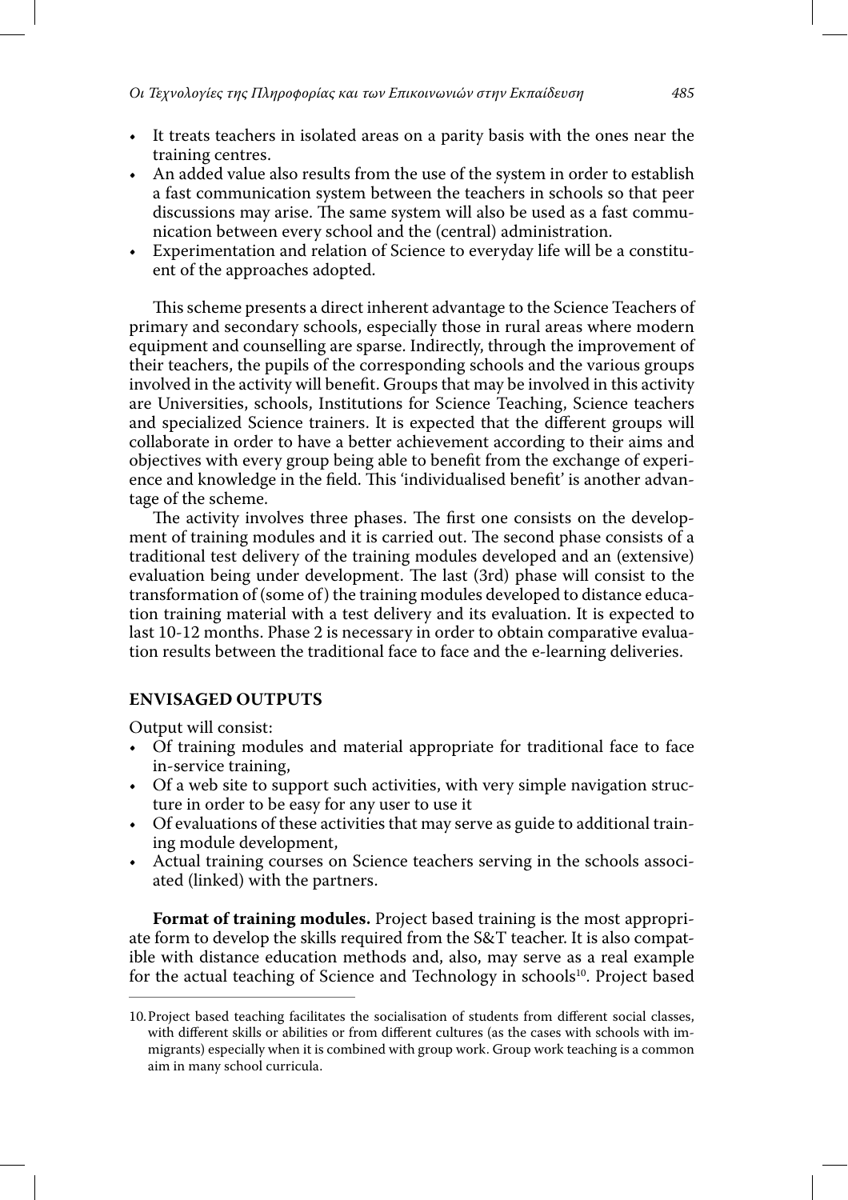- It treats teachers in isolated areas on a parity basis with the ones near the training centres.
- An added value also results from the use of the system in order to establish a fast communication system between the teachers in schools so that peer discussions may arise. The same system will also be used as a fast communication between every school and the (central) administration.
- Experimentation and relation of Science to everyday life will be a constituent of the approaches adopted.

This scheme presents a direct inherent advantage to the Science Teachers of primary and secondary schools, especially those in rural areas where modern equipment and counselling are sparse. Indirectly, through the improvement of their teachers, the pupils of the corresponding schools and the various groups involved in the activity will benefit. Groups that may be involved in this activity are Universities, schools, Institutions for Science Teaching, Science teachers and specialized Science trainers. It is expected that the different groups will collaborate in order to have a better achievement according to their aims and objectives with every group being able to benefit from the exchange of experience and knowledge in the field. This 'individualised benefit' is another advantage of the scheme.

The activity involves three phases. The first one consists on the development of training modules and it is carried out. The second phase consists of a traditional test delivery of the training modules developed and an (extensive) evaluation being under development. The last (3rd) phase will consist to the transformation of (some of) the training modules developed to distance education training material with a test delivery and its evaluation. It is expected to last 10-12 months. Phase 2 is necessary in order to obtain comparative evaluation results between the traditional face to face and the e-learning deliveries.

## ENVISAGED OUTPUTS

Output will consist:

- Of training modules and material appropriate for traditional face to face in-service training,
- Of a web site to support such activities, with very simple navigation structure in order to be easy for any user to use it
- Of evaluations of these activities that may serve as guide to additional training module development,
- Actual training courses on Science teachers serving in the schools associated (linked) with the partners.

**Format of training modules.** Project based training is the most appropriate form to develop the skills required from the S&T teacher. It is also compatible with distance education methods and, also, may serve as a real example for the actual teaching of Science and Technology in schools[10]. Project based

10. Project based teaching facilitates the socialisation of students from different social classes, with different skills or abilities or from different cultures (as the cases with schools with immigrants) especially when it is combined with group work. Group work teaching is a common aim in many school curricula.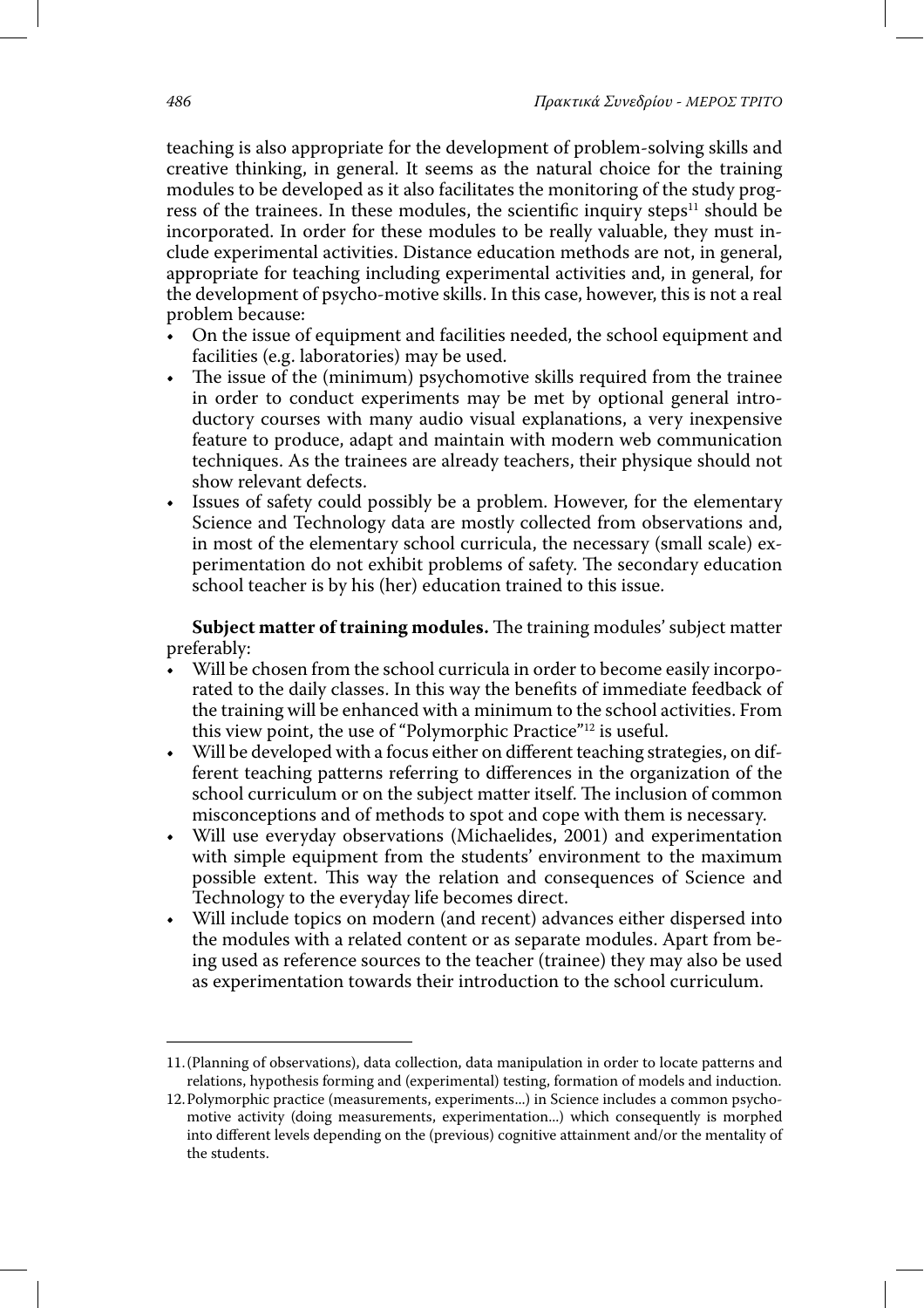teaching is also appropriate for the development of problem-solving skills and creative thinking, in general. It seems as the natural choice for the training modules to be developed as it also facilitates the monitoring of the study progress of the trainees. In these modules, the scientific inquiry steps[11] should be incorporated. In order for these modules to be really valuable, they must include experimental activities. Distance education methods are not, in general, appropriate for teaching including experimental activities and, in general, for the development of psycho-motive skills. In this case, however, this is not a real problem because:

- On the issue of equipment and facilities needed, the school equipment and facilities (e.g. laboratories) may be used.
- The issue of the (minimum) psychomotive skills required from the trainee in order to conduct experiments may be met by optional general introductory courses with many audio visual explanations, a very inexpensive feature to produce, adapt and maintain with modern web communication techniques. As the trainees are already teachers, their physique should not show relevant defects.
- Issues of safety could possibly be a problem. However, for the elementary Science and Technology data are mostly collected from observations and, in most of the elementary school curricula, the necessary (small scale) experimentation do not exhibit problems of safety. The secondary education school teacher is by his (her) education trained to this issue.

**Subject matter of training modules.** The training modules' subject matter preferably:

- Will be chosen from the school curricula in order to become easily incorporated to the daily classes. In this way the benefits of immediate feedback of the training will be enhanced with a minimum to the school activities. From this view point, the use of "Polymorphic Practice"[12] is useful.
- Will be developed with a focus either on different teaching strategies, on different teaching patterns referring to differences in the organization of the school curriculum or on the subject matter itself. The inclusion of common misconceptions and of methods to spot and cope with them is necessary.
- Will use everyday observations (Michaelides, 2001) and experimentation with simple equipment from the students' environment to the maximum possible extent. This way the relation and consequences of Science and Technology to the everyday life becomes direct.
- Will include topics on modern (and recent) advances either dispersed into the modules with a related content or as separate modules. Apart from being used as reference sources to the teacher (trainee) they may also be used as experimentation towards their introduction to the school curriculum.

---

11. (Planning of observations), data collection, data manipulation in order to locate patterns and relations, hypothesis forming and (experimental) testing, formation of models and induction.
12. Polymorphic practice (measurements, experiments...) in Science includes a common psychomotive activity (doing measurements, experimentation...) which consequently is morphed into different levels depending on the (previous) cognitive attainment and/or the mentality of the students.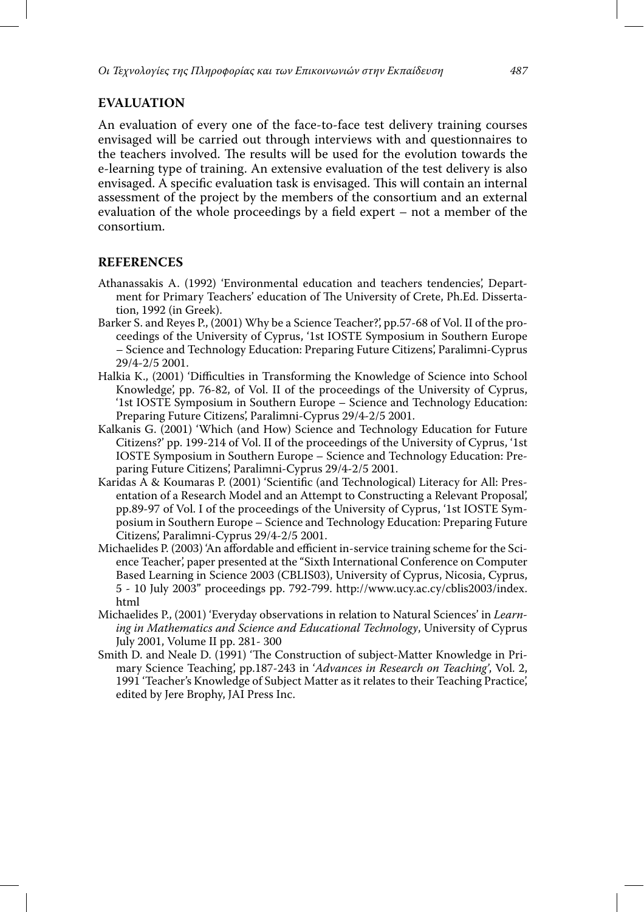## EVALUATION

An evaluation of every one of the face-to-face test delivery training courses envisaged will be carried out through interviews with and questionnaires to the teachers involved. The results will be used for the evolution towards the e-learning type of training. An extensive evaluation of the test delivery is also envisaged. A specific evaluation task is envisaged. This will contain an internal assessment of the project by the members of the consortium and an external evaluation of the whole proceedings by a field expert – not a member of the consortium.

## REFERENCES

Athanassakis A. (1992) 'Environmental education and teachers tendencies', Department for Primary Teachers' education of The University of Crete, Ph.Ed. Dissertation, 1992 (in Greek).

Barker S. and Reyes P., (2001) Why be a Science Teacher?', pp.57-68 of Vol. II of the proceedings of the University of Cyprus, '1st IOSTE Symposium in Southern Europe – Science and Technology Education: Preparing Future Citizens', Paralimni-Cyprus 29/4-2/5 2001.

Halkia K., (2001) 'Difficulties in Transforming the Knowledge of Science into School Knowledge', pp. 76-82, of Vol. II of the proceedings of the University of Cyprus, '1st IOSTE Symposium in Southern Europe – Science and Technology Education: Preparing Future Citizens', Paralimni-Cyprus 29/4-2/5 2001.

Kalkanis G. (2001) 'Which (and How) Science and Technology Education for Future Citizens?' pp. 199-214 of Vol. II of the proceedings of the University of Cyprus, '1st IOSTE Symposium in Southern Europe – Science and Technology Education: Preparing Future Citizens', Paralimni-Cyprus 29/4-2/5 2001.

Karidas A & Koumaras P. (2001) 'Scientific (and Technological) Literacy for All: Presentation of a Research Model and an Attempt to Constructing a Relevant Proposal', pp.89-97 of Vol. I of the proceedings of the University of Cyprus, '1st IOSTE Symposium in Southern Europe – Science and Technology Education: Preparing Future Citizens', Paralimni-Cyprus 29/4-2/5 2001.

Michaelides P. (2003) 'An affordable and efficient in-service training scheme for the Science Teacher', paper presented at the "Sixth International Conference on Computer Based Learning in Science 2003 (CBLIS03), University of Cyprus, Nicosia, Cyprus, 5 - 10 July 2003" proceedings pp. 792-799. http://www.ucy.ac.cy/cblis2003/index.html

Michaelides P., (2001) 'Everyday observations in relation to Natural Sciences' in *Learning in Mathematics and Science and Educational Technology*, University of Cyprus July 2001, Volume II pp. 281- 300

Smith D. and Neale D. (1991) 'The Construction of subject-Matter Knowledge in Primary Science Teaching', pp.187-243 in '*Advances in Research on Teaching*', Vol. 2, 1991 'Teacher's Knowledge of Subject Matter as it relates to their Teaching Practice', edited by Jere Brophy, JAI Press Inc.